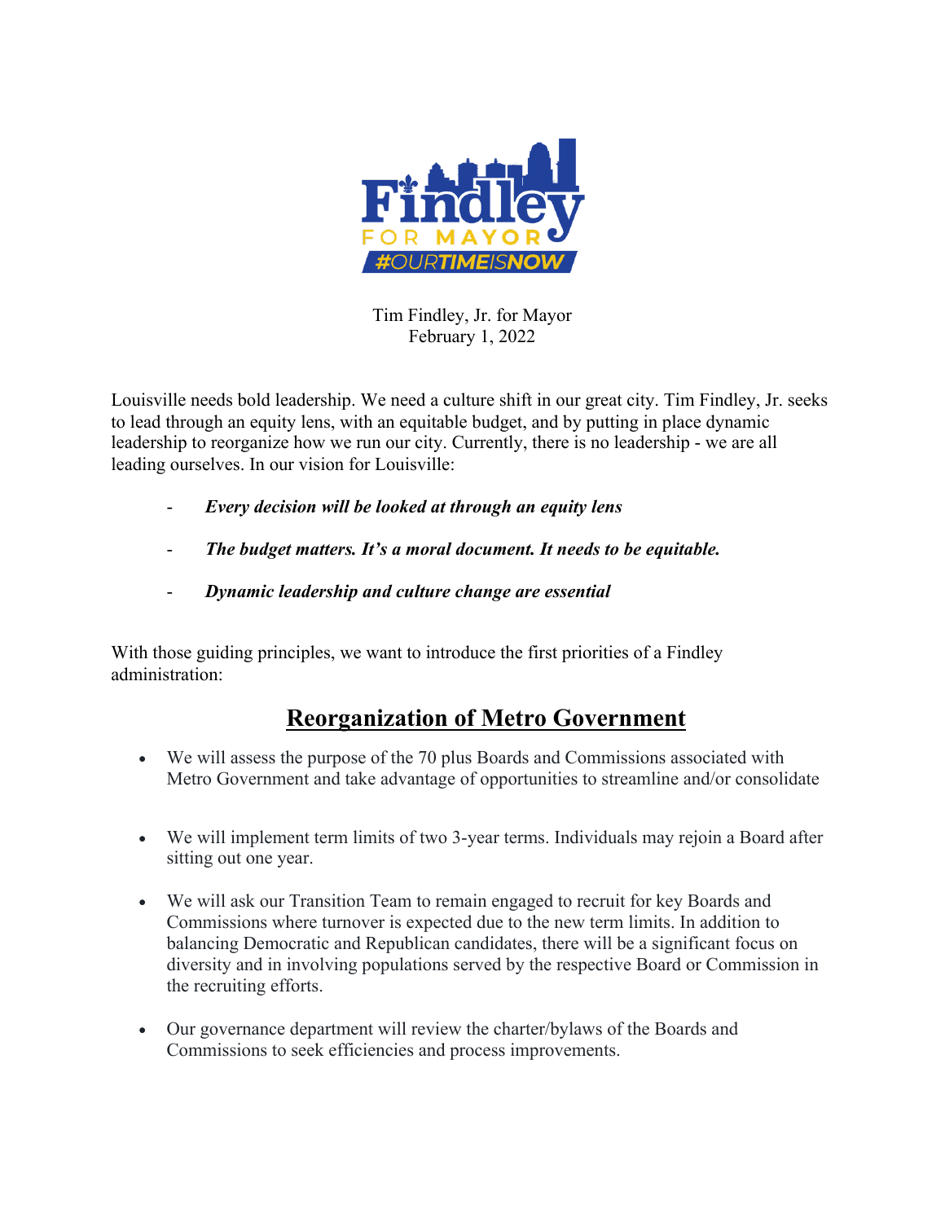Tim Findley, Jr. for Mayor
February 1, 2022

Louisville needs bold leadership. We need a culture shift in our great city. Tim Findley, Jr. seeks to lead through an equity lens, with an equitable budget, and by putting in place dynamic leadership to reorganize how we run our city. Currently, there is no leadership - we are all leading ourselves. In our vision for Louisville:

- ***Every decision will be looked at through an equity lens***
- ***The budget matters. It's a moral document. It needs to be equitable.***
- ***Dynamic leadership and culture change are essential***

With those guiding principles, we want to introduce the first priorities of a Findley administration:

## Reorganization of Metro Government

- We will assess the purpose of the 70 plus Boards and Commissions associated with Metro Government and take advantage of opportunities to streamline and/or consolidate
- We will implement term limits of two 3-year terms. Individuals may rejoin a Board after sitting out one year.
- We will ask our Transition Team to remain engaged to recruit for key Boards and Commissions where turnover is expected due to the new term limits. In addition to balancing Democratic and Republican candidates, there will be a significant focus on diversity and in involving populations served by the respective Board or Commission in the recruiting efforts.
- Our governance department will review the charter/bylaws of the Boards and Commissions to seek efficiencies and process improvements.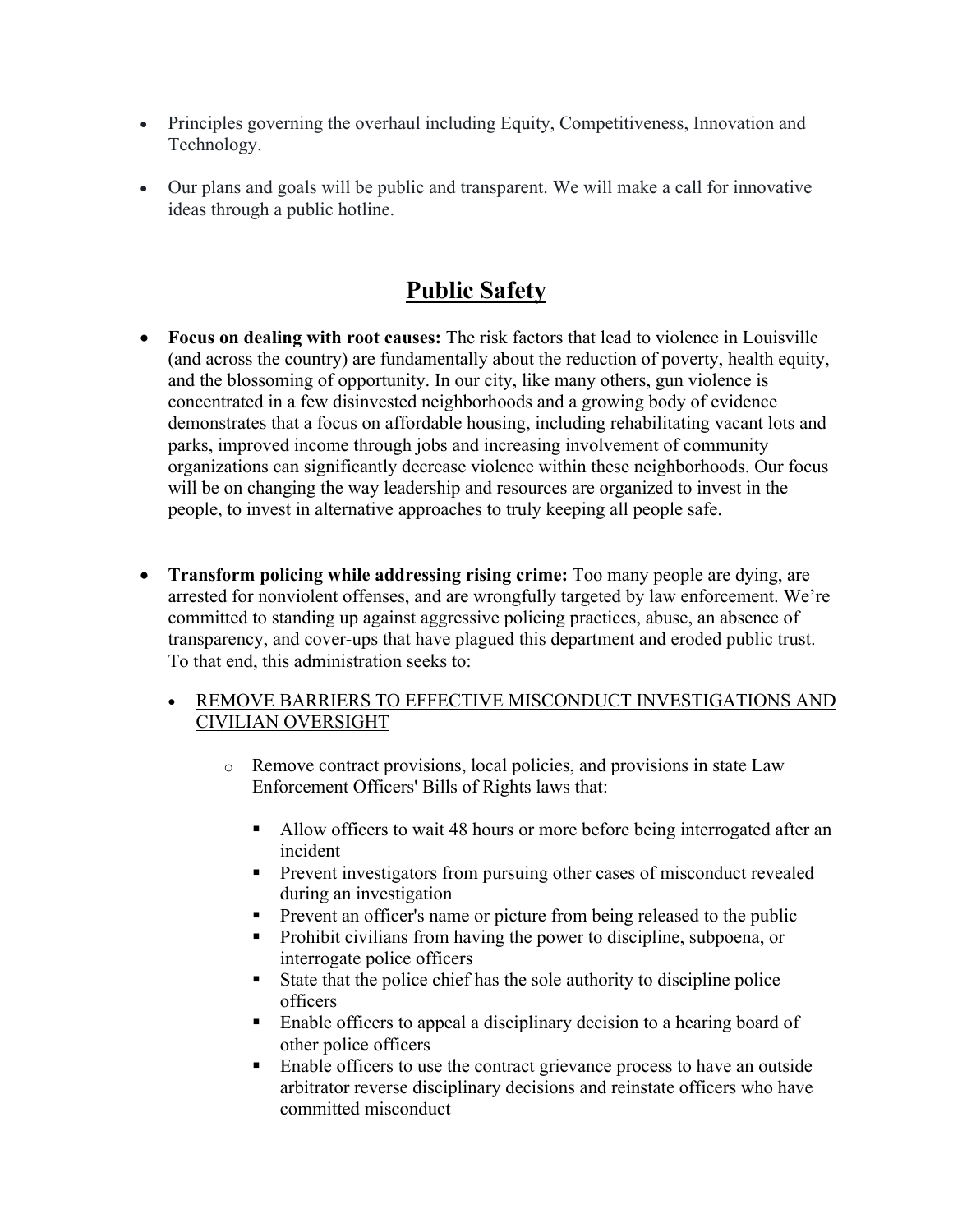- Principles governing the overhaul including Equity, Competitiveness, Innovation and Technology.

- Our plans and goals will be public and transparent. We will make a call for innovative ideas through a public hotline.

## Public Safety

- **Focus on dealing with root causes:** The risk factors that lead to violence in Louisville (and across the country) are fundamentally about the reduction of poverty, health equity, and the blossoming of opportunity. In our city, like many others, gun violence is concentrated in a few disinvested neighborhoods and a growing body of evidence demonstrates that a focus on affordable housing, including rehabilitating vacant lots and parks, improved income through jobs and increasing involvement of community organizations can significantly decrease violence within these neighborhoods. Our focus will be on changing the way leadership and resources are organized to invest in the people, to invest in alternative approaches to truly keeping all people safe.

- **Transform policing while addressing rising crime:** Too many people are dying, are arrested for nonviolent offenses, and are wrongfully targeted by law enforcement. We're committed to standing up against aggressive policing practices, abuse, an absence of transparency, and cover-ups that have plagued this department and eroded public trust. To that end, this administration seeks to:

  - <u>REMOVE BARRIERS TO EFFECTIVE MISCONDUCT INVESTIGATIONS AND CIVILIAN OVERSIGHT</u>

    - Remove contract provisions, local policies, and provisions in state Law Enforcement Officers' Bills of Rights laws that:

      - Allow officers to wait 48 hours or more before being interrogated after an incident
      - Prevent investigators from pursuing other cases of misconduct revealed during an investigation
      - Prevent an officer's name or picture from being released to the public
      - Prohibit civilians from having the power to discipline, subpoena, or interrogate police officers
      - State that the police chief has the sole authority to discipline police officers
      - Enable officers to appeal a disciplinary decision to a hearing board of other police officers
      - Enable officers to use the contract grievance process to have an outside arbitrator reverse disciplinary decisions and reinstate officers who have committed misconduct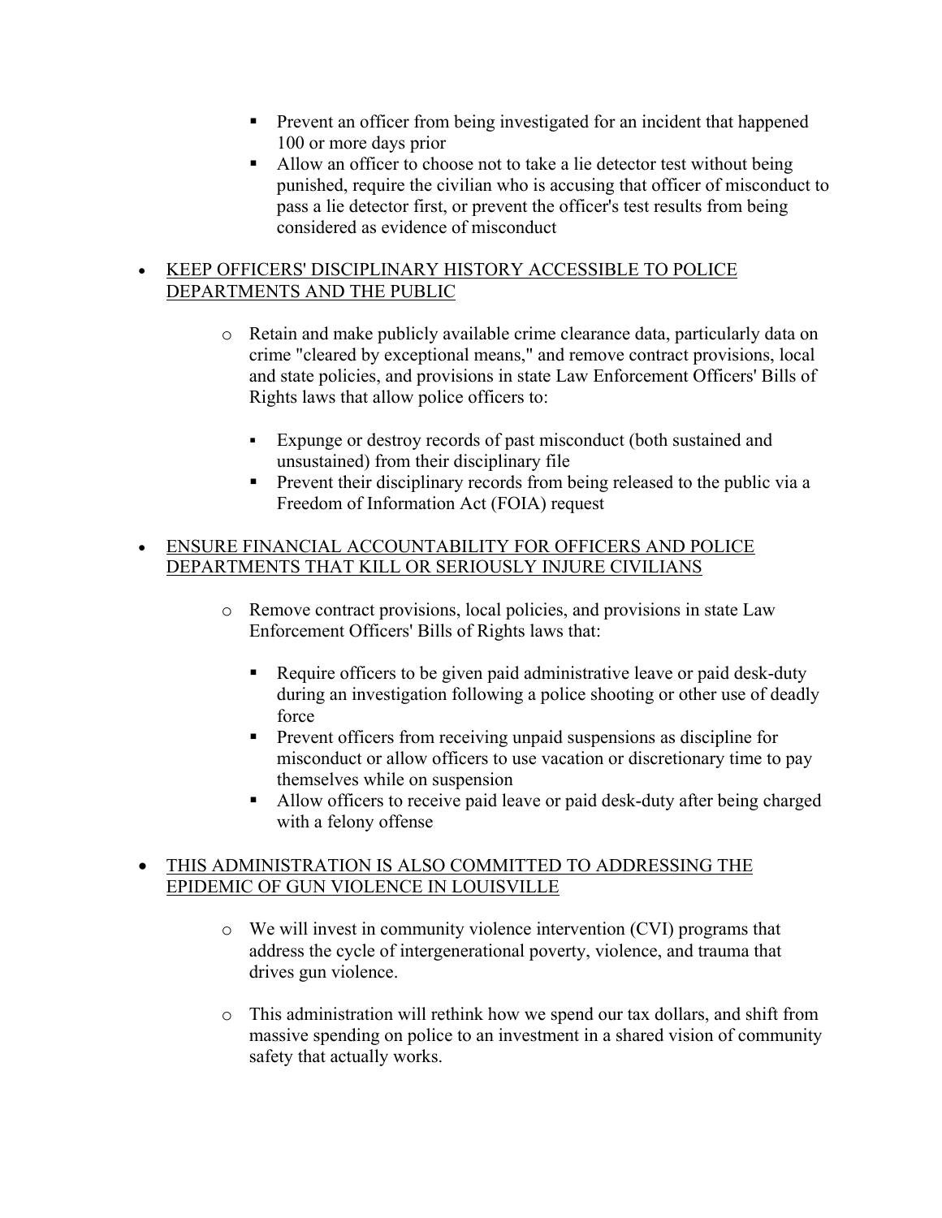- Prevent an officer from being investigated for an incident that happened 100 or more days prior
        - Allow an officer to choose not to take a lie detector test without being punished, require the civilian who is accusing that officer of misconduct to pass a lie detector first, or prevent the officer's test results from being considered as evidence of misconduct

- <u>KEEP OFFICERS' DISCIPLINARY HISTORY ACCESSIBLE TO POLICE DEPARTMENTS AND THE PUBLIC</u>
    - Retain and make publicly available crime clearance data, particularly data on crime "cleared by exceptional means," and remove contract provisions, local and state policies, and provisions in state Law Enforcement Officers' Bills of Rights laws that allow police officers to:
        - Expunge or destroy records of past misconduct (both sustained and unsustained) from their disciplinary file
        - Prevent their disciplinary records from being released to the public via a Freedom of Information Act (FOIA) request

- <u>ENSURE FINANCIAL ACCOUNTABILITY FOR OFFICERS AND POLICE DEPARTMENTS THAT KILL OR SERIOUSLY INJURE CIVILIANS</u>
    - Remove contract provisions, local policies, and provisions in state Law Enforcement Officers' Bills of Rights laws that:
        - Require officers to be given paid administrative leave or paid desk-duty during an investigation following a police shooting or other use of deadly force
        - Prevent officers from receiving unpaid suspensions as discipline for misconduct or allow officers to use vacation or discretionary time to pay themselves while on suspension
        - Allow officers to receive paid leave or paid desk-duty after being charged with a felony offense

- <u>THIS ADMINISTRATION IS ALSO COMMITTED TO ADDRESSING THE EPIDEMIC OF GUN VIOLENCE IN LOUISVILLE</u>
    - We will invest in community violence intervention (CVI) programs that address the cycle of intergenerational poverty, violence, and trauma that drives gun violence.
    - This administration will rethink how we spend our tax dollars, and shift from massive spending on police to an investment in a shared vision of community safety that actually works.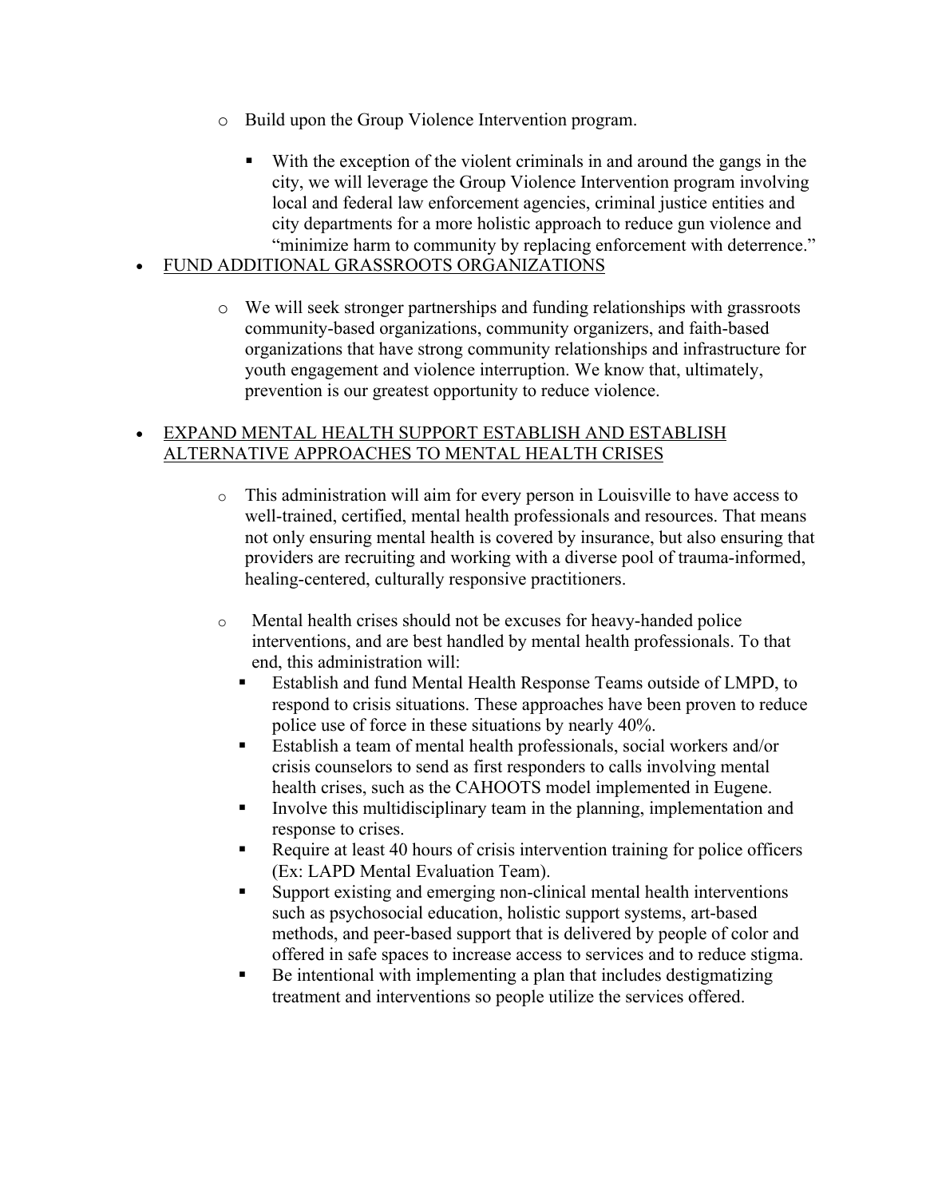- Build upon the Group Violence Intervention program.
    - With the exception of the violent criminals in and around the gangs in the city, we will leverage the Group Violence Intervention program involving local and federal law enforcement agencies, criminal justice entities and city departments for a more holistic approach to reduce gun violence and "minimize harm to community by replacing enforcement with deterrence."

- <u>FUND ADDITIONAL GRASSROOTS ORGANIZATIONS</u>
    - We will seek stronger partnerships and funding relationships with grassroots community-based organizations, community organizers, and faith-based organizations that have strong community relationships and infrastructure for youth engagement and violence interruption. We know that, ultimately, prevention is our greatest opportunity to reduce violence.

- <u>EXPAND MENTAL HEALTH SUPPORT ESTABLISH AND ESTABLISH ALTERNATIVE APPROACHES TO MENTAL HEALTH CRISES</u>
    - This administration will aim for every person in Louisville to have access to well-trained, certified, mental health professionals and resources. That means not only ensuring mental health is covered by insurance, but also ensuring that providers are recruiting and working with a diverse pool of trauma-informed, healing-centered, culturally responsive practitioners.
    - Mental health crises should not be excuses for heavy-handed police interventions, and are best handled by mental health professionals. To that end, this administration will:
        - Establish and fund Mental Health Response Teams outside of LMPD, to respond to crisis situations. These approaches have been proven to reduce police use of force in these situations by nearly 40%.
        - Establish a team of mental health professionals, social workers and/or crisis counselors to send as first responders to calls involving mental health crises, such as the CAHOOTS model implemented in Eugene.
        - Involve this multidisciplinary team in the planning, implementation and response to crises.
        - Require at least 40 hours of crisis intervention training for police officers (Ex: LAPD Mental Evaluation Team).
        - Support existing and emerging non-clinical mental health interventions such as psychosocial education, holistic support systems, art-based methods, and peer-based support that is delivered by people of color and offered in safe spaces to increase access to services and to reduce stigma.
        - Be intentional with implementing a plan that includes destigmatizing treatment and interventions so people utilize the services offered.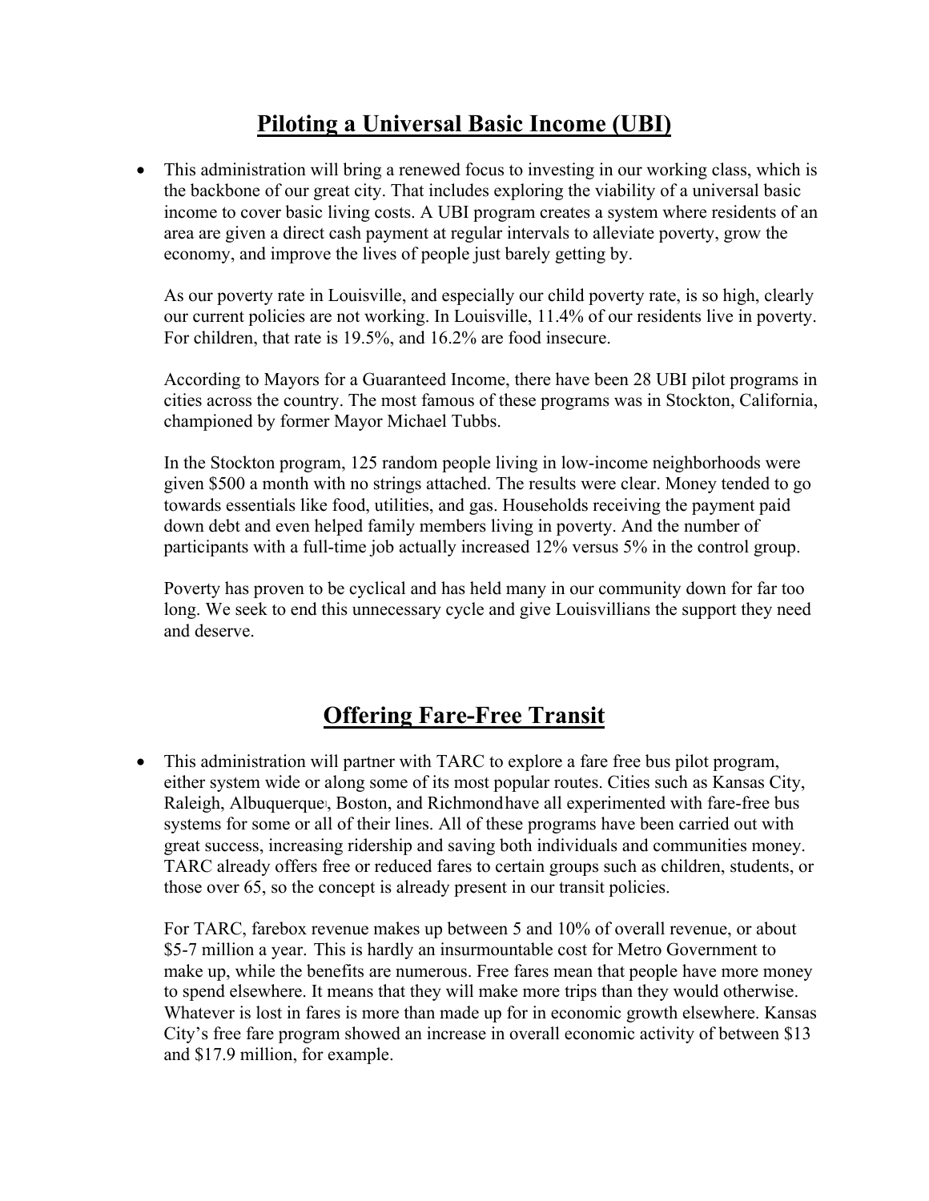# Piloting a Universal Basic Income (UBI)

- This administration will bring a renewed focus to investing in our working class, which is the backbone of our great city. That includes exploring the viability of a universal basic income to cover basic living costs. A UBI program creates a system where residents of an area are given a direct cash payment at regular intervals to alleviate poverty, grow the economy, and improve the lives of people just barely getting by.

  As our poverty rate in Louisville, and especially our child poverty rate, is so high, clearly our current policies are not working. In Louisville, 11.4% of our residents live in poverty. For children, that rate is 19.5%, and 16.2% are food insecure.

  According to Mayors for a Guaranteed Income, there have been 28 UBI pilot programs in cities across the country. The most famous of these programs was in Stockton, California, championed by former Mayor Michael Tubbs.

  In the Stockton program, 125 random people living in low-income neighborhoods were given $500 a month with no strings attached. The results were clear. Money tended to go towards essentials like food, utilities, and gas. Households receiving the payment paid down debt and even helped family members living in poverty. And the number of participants with a full-time job actually increased 12% versus 5% in the control group.

  Poverty has proven to be cyclical and has held many in our community down for far too long. We seek to end this unnecessary cycle and give Louisvillians the support they need and deserve.

# Offering Fare-Free Transit

- This administration will partner with TARC to explore a fare free bus pilot program, either system wide or along some of its most popular routes. Cities such as Kansas City, Raleigh, Albuquerque, Boston, and Richmond have all experimented with fare-free bus systems for some or all of their lines. All of these programs have been carried out with great success, increasing ridership and saving both individuals and communities money. TARC already offers free or reduced fares to certain groups such as children, students, or those over 65, so the concept is already present in our transit policies.

  For TARC, farebox revenue makes up between 5 and 10% of overall revenue, or about $5-7 million a year. This is hardly an insurmountable cost for Metro Government to make up, while the benefits are numerous. Free fares mean that people have more money to spend elsewhere. It means that they will make more trips than they would otherwise. Whatever is lost in fares is more than made up for in economic growth elsewhere. Kansas City's free fare program showed an increase in overall economic activity of between $13 and $17.9 million, for example.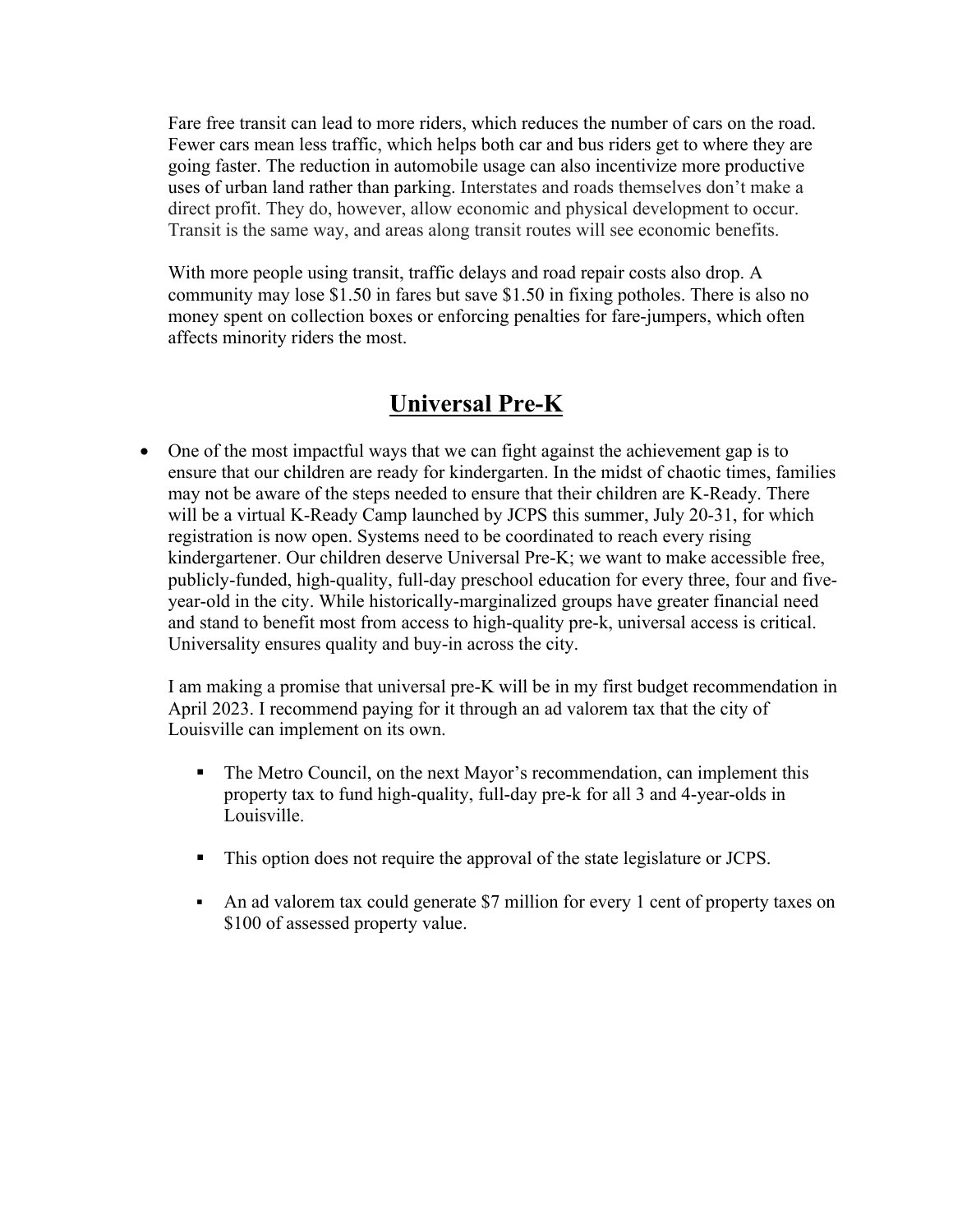Fare free transit can lead to more riders, which reduces the number of cars on the road. Fewer cars mean less traffic, which helps both car and bus riders get to where they are going faster. The reduction in automobile usage can also incentivize more productive uses of urban land rather than parking. Interstates and roads themselves don't make a direct profit. They do, however, allow economic and physical development to occur. Transit is the same way, and areas along transit routes will see economic benefits.

With more people using transit, traffic delays and road repair costs also drop. A community may lose $1.50 in fares but save $1.50 in fixing potholes. There is also no money spent on collection boxes or enforcing penalties for fare-jumpers, which often affects minority riders the most.

## <u>Universal Pre-K</u>

- One of the most impactful ways that we can fight against the achievement gap is to ensure that our children are ready for kindergarten. In the midst of chaotic times, families may not be aware of the steps needed to ensure that their children are K-Ready. There will be a virtual K-Ready Camp launched by JCPS this summer, July 20-31, for which registration is now open. Systems need to be coordinated to reach every rising kindergartener. Our children deserve Universal Pre-K; we want to make accessible free, publicly-funded, high-quality, full-day preschool education for every three, four and five-year-old in the city. While historically-marginalized groups have greater financial need and stand to benefit most from access to high-quality pre-k, universal access is critical. Universality ensures quality and buy-in across the city.

  I am making a promise that universal pre-K will be in my first budget recommendation in April 2023. I recommend paying for it through an ad valorem tax that the city of Louisville can implement on its own.

  - The Metro Council, on the next Mayor's recommendation, can implement this property tax to fund high-quality, full-day pre-k for all 3 and 4-year-olds in Louisville.
  - This option does not require the approval of the state legislature or JCPS.
  - An ad valorem tax could generate $7 million for every 1 cent of property taxes on $100 of assessed property value.